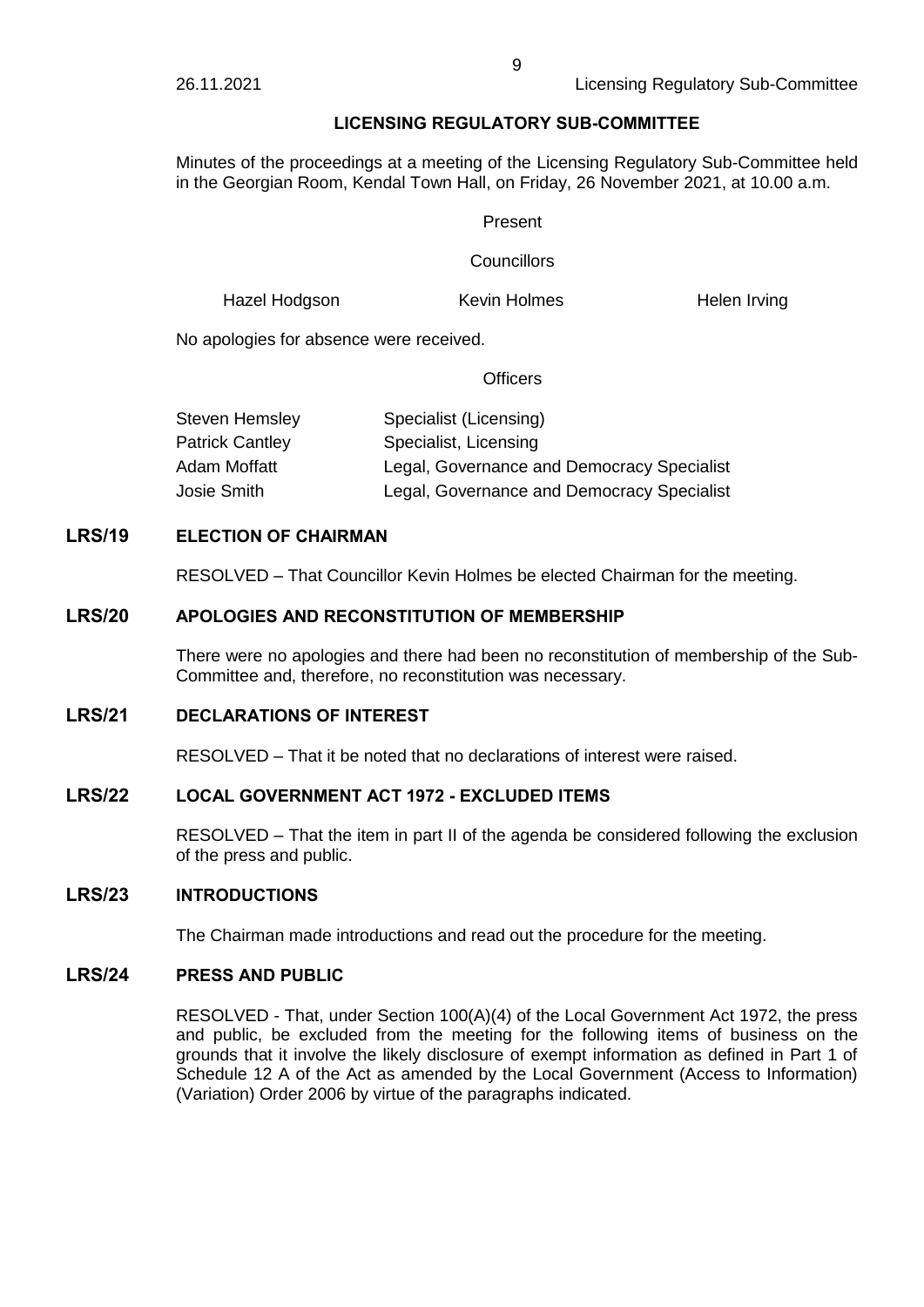## LICENSING REGULATORY SUB-COMMITTEE

Minutes of the proceedings at a meeting of the Licensing Regulatory Sub-Committee held in the Georgian Room, Kendal Town Hall, on Friday, 26 November 2021, at 10.00 a.m.

Present

Councillors

Hazel Hodgson | Kevin Holmes | Helen Irving

No apologies for absence were received.

Officers

| | |
|---|---|
| Steven Hemsley | Specialist (Licensing) |
| Patrick Cantley | Specialist, Licensing |
| Adam Moffatt | Legal, Governance and Democracy Specialist |
| Josie Smith | Legal, Governance and Democracy Specialist |

### LRS/19 ELECTION OF CHAIRMAN

RESOLVED – That Councillor Kevin Holmes be elected Chairman for the meeting.

### LRS/20 APOLOGIES AND RECONSTITUTION OF MEMBERSHIP

There were no apologies and there had been no reconstitution of membership of the Sub-Committee and, therefore, no reconstitution was necessary.

### LRS/21 DECLARATIONS OF INTEREST

RESOLVED – That it be noted that no declarations of interest were raised.

### LRS/22 LOCAL GOVERNMENT ACT 1972 - EXCLUDED ITEMS

RESOLVED – That the item in part II of the agenda be considered following the exclusion of the press and public.

### LRS/23 INTRODUCTIONS

The Chairman made introductions and read out the procedure for the meeting.

### LRS/24 PRESS AND PUBLIC

RESOLVED - That, under Section 100(A)(4) of the Local Government Act 1972, the press and public, be excluded from the meeting for the following items of business on the grounds that it involve the likely disclosure of exempt information as defined in Part 1 of Schedule 12 A of the Act as amended by the Local Government (Access to Information) (Variation) Order 2006 by virtue of the paragraphs indicated.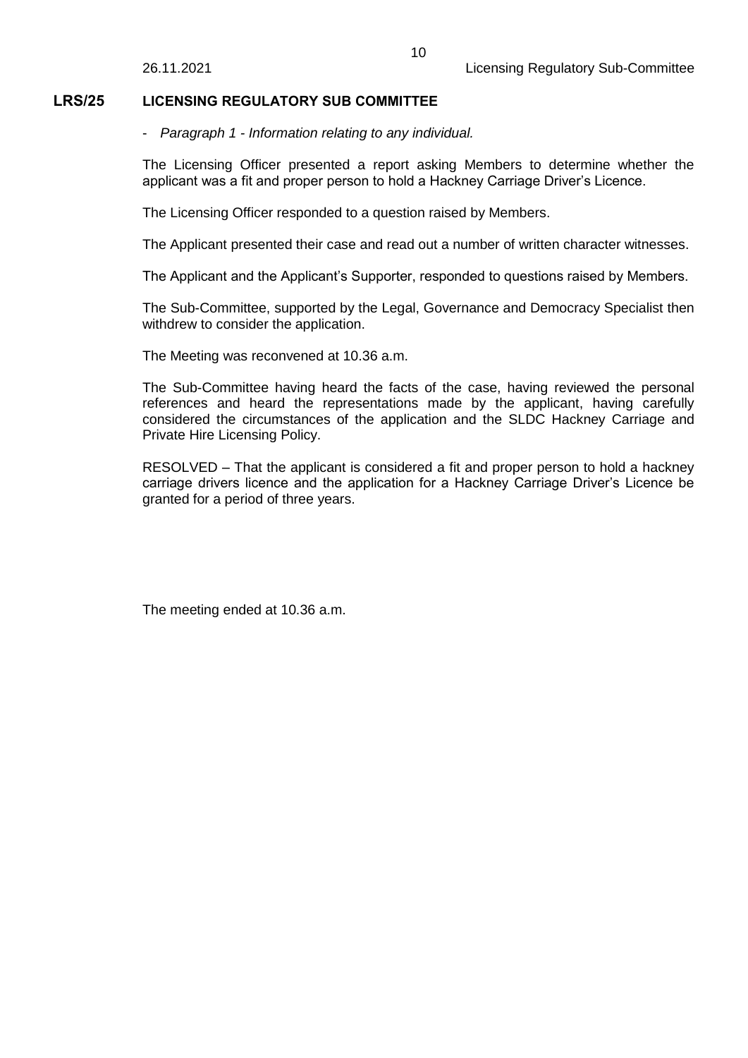## LRS/25 LICENSING REGULATORY SUB COMMITTEE

- *Paragraph 1 - Information relating to any individual.*

The Licensing Officer presented a report asking Members to determine whether the applicant was a fit and proper person to hold a Hackney Carriage Driver's Licence.

The Licensing Officer responded to a question raised by Members.

The Applicant presented their case and read out a number of written character witnesses.

The Applicant and the Applicant's Supporter, responded to questions raised by Members.

The Sub-Committee, supported by the Legal, Governance and Democracy Specialist then withdrew to consider the application.

The Meeting was reconvened at 10.36 a.m.

The Sub-Committee having heard the facts of the case, having reviewed the personal references and heard the representations made by the applicant, having carefully considered the circumstances of the application and the SLDC Hackney Carriage and Private Hire Licensing Policy.

RESOLVED – That the applicant is considered a fit and proper person to hold a hackney carriage drivers licence and the application for a Hackney Carriage Driver's Licence be granted for a period of three years.

The meeting ended at 10.36 a.m.